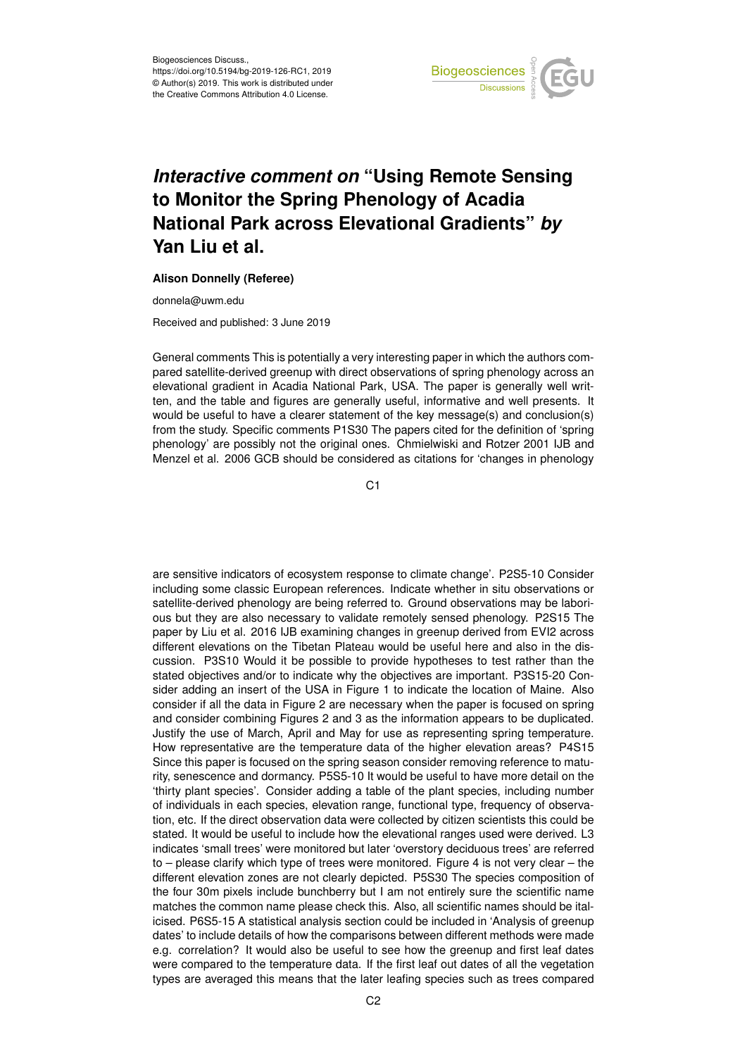Biogeosciences Discuss.,
https://doi.org/10.5194/bg-2019-126-RC1, 2019
© Author(s) 2019. This work is distributed under
the Creative Commons Attribution 4.0 License.

# *Interactive comment on* "Using Remote Sensing to Monitor the Spring Phenology of Acadia National Park across Elevational Gradients" *by* Yan Liu et al.

**Alison Donnelly (Referee)**

donnela@uwm.edu

Received and published: 3 June 2019

General comments This is potentially a very interesting paper in which the authors compared satellite-derived greenup with direct observations of spring phenology across an elevational gradient in Acadia National Park, USA. The paper is generally well written, and the table and figures are generally useful, informative and well presents. It would be useful to have a clearer statement of the key message(s) and conclusion(s) from the study. Specific comments P1S30 The papers cited for the definition of 'spring phenology' are possibly not the original ones. Chmielwiski and Rotzer 2001 IJB and Menzel et al. 2006 GCB should be considered as citations for 'changes in phenology are sensitive indicators of ecosystem response to climate change'. P2S5-10 Consider including some classic European references. Indicate whether in situ observations or satellite-derived phenology are being referred to. Ground observations may be laborious but they are also necessary to validate remotely sensed phenology. P2S15 The paper by Liu et al. 2016 IJB examining changes in greenup derived from EVI2 across different elevations on the Tibetan Plateau would be useful here and also in the discussion. P3S10 Would it be possible to provide hypotheses to test rather than the stated objectives and/or to indicate why the objectives are important. P3S15-20 Consider adding an insert of the USA in Figure 1 to indicate the location of Maine. Also consider if all the data in Figure 2 are necessary when the paper is focused on spring and consider combining Figures 2 and 3 as the information appears to be duplicated. Justify the use of March, April and May for use as representing spring temperature. How representative are the temperature data of the higher elevation areas? P4S15 Since this paper is focused on the spring season consider removing reference to maturity, senescence and dormancy. P5S5-10 It would be useful to have more detail on the 'thirty plant species'. Consider adding a table of the plant species, including number of individuals in each species, elevation range, functional type, frequency of observation, etc. If the direct observation data were collected by citizen scientists this could be stated. It would be useful to include how the elevational ranges used were derived. L3 indicates 'small trees' were monitored but later 'overstory deciduous trees' are referred to – please clarify which type of trees were monitored. Figure 4 is not very clear – the different elevation zones are not clearly depicted. P5S30 The species composition of the four 30m pixels include bunchberry but I am not entirely sure the scientific name matches the common name please check this. Also, all scientific names should be italicised. P6S5-15 A statistical analysis section could be included in 'Analysis of greenup dates' to include details of how the comparisons between different methods were made e.g. correlation? It would also be useful to see how the greenup and first leaf dates were compared to the temperature data. If the first leaf out dates of all the vegetation types are averaged this means that the later leafing species such as trees compared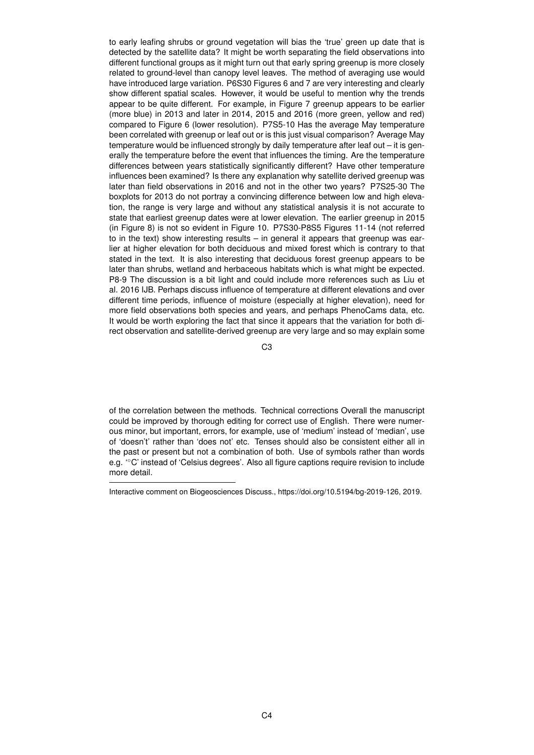to early leafing shrubs or ground vegetation will bias the 'true' green up date that is detected by the satellite data? It might be worth separating the field observations into different functional groups as it might turn out that early spring greenup is more closely related to ground-level than canopy level leaves. The method of averaging use would have introduced large variation. P6S30 Figures 6 and 7 are very interesting and clearly show different spatial scales. However, it would be useful to mention why the trends appear to be quite different. For example, in Figure 7 greenup appears to be earlier (more blue) in 2013 and later in 2014, 2015 and 2016 (more green, yellow and red) compared to Figure 6 (lower resolution). P7S5-10 Has the average May temperature been correlated with greenup or leaf out or is this just visual comparison? Average May temperature would be influenced strongly by daily temperature after leaf out – it is generally the temperature before the event that influences the timing. Are the temperature differences between years statistically significantly different? Have other temperature influences been examined? Is there any explanation why satellite derived greenup was later than field observations in 2016 and not in the other two years? P7S25-30 The boxplots for 2013 do not portray a convincing difference between low and high elevation, the range is very large and without any statistical analysis it is not accurate to state that earliest greenup dates were at lower elevation. The earlier greenup in 2015 (in Figure 8) is not so evident in Figure 10. P7S30-P8S5 Figures 11-14 (not referred to in the text) show interesting results – in general it appears that greenup was earlier at higher elevation for both deciduous and mixed forest which is contrary to that stated in the text. It is also interesting that deciduous forest greenup appears to be later than shrubs, wetland and herbaceous habitats which is what might be expected. P8-9 The discussion is a bit light and could include more references such as Liu et al. 2016 IJB. Perhaps discuss influence of temperature at different elevations and over different time periods, influence of moisture (especially at higher elevation), need for more field observations both species and years, and perhaps PhenoCams data, etc. It would be worth exploring the fact that since it appears that the variation for both direct observation and satellite-derived greenup are very large and so may explain some of the correlation between the methods. Technical corrections Overall the manuscript could be improved by thorough editing for correct use of English. There were numerous minor, but important, errors, for example, use of 'medium' instead of 'median', use of 'doesn't' rather than 'does not' etc. Tenses should also be consistent either all in the past or present but not a combination of both. Use of symbols rather than words e.g. '°C' instead of 'Celsius degrees'. Also all figure captions require revision to include more detail.

---

Interactive comment on Biogeosciences Discuss., https://doi.org/10.5194/bg-2019-126, 2019.